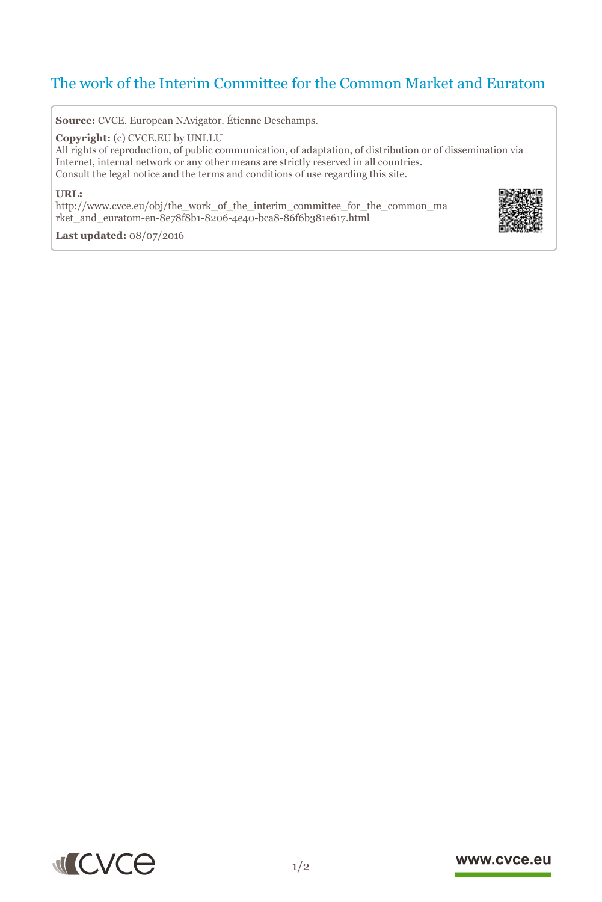# The work of the Interim Committee for the Common Market and Euratom

**Source:** CVCE. European NAvigator. Étienne Deschamps.

**Copyright:** (c) CVCE.EU by UNI.LU

All rights of reproduction, of public communication, of adaptation, of distribution or of dissemination via Internet, internal network or any other means are strictly reserved in all countries.

Consult the legal notice and the terms and conditions of use regarding this site.

**URL:**

http://www.cvce.eu/obj/the_work_of_the_interim_committee_for_the_common_market_and_euratom-en-8e78f8b1-8206-4e40-bca8-86f6b381e617.html

**Last updated:** 08/07/2016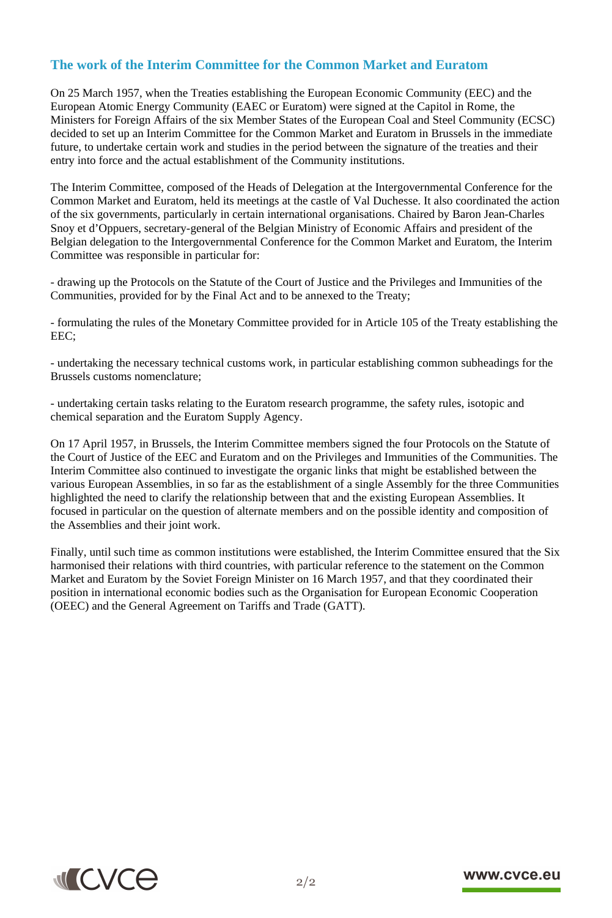## The work of the Interim Committee for the Common Market and Euratom

On 25 March 1957, when the Treaties establishing the European Economic Community (EEC) and the European Atomic Energy Community (EAEC or Euratom) were signed at the Capitol in Rome, the Ministers for Foreign Affairs of the six Member States of the European Coal and Steel Community (ECSC) decided to set up an Interim Committee for the Common Market and Euratom in Brussels in the immediate future, to undertake certain work and studies in the period between the signature of the treaties and their entry into force and the actual establishment of the Community institutions.

The Interim Committee, composed of the Heads of Delegation at the Intergovernmental Conference for the Common Market and Euratom, held its meetings at the castle of Val Duchesse. It also coordinated the action of the six governments, particularly in certain international organisations. Chaired by Baron Jean-Charles Snoy et d'Oppuers, secretary-general of the Belgian Ministry of Economic Affairs and president of the Belgian delegation to the Intergovernmental Conference for the Common Market and Euratom, the Interim Committee was responsible in particular for:

- drawing up the Protocols on the Statute of the Court of Justice and the Privileges and Immunities of the Communities, provided for by the Final Act and to be annexed to the Treaty;

- formulating the rules of the Monetary Committee provided for in Article 105 of the Treaty establishing the EEC;

- undertaking the necessary technical customs work, in particular establishing common subheadings for the Brussels customs nomenclature;

- undertaking certain tasks relating to the Euratom research programme, the safety rules, isotopic and chemical separation and the Euratom Supply Agency.

On 17 April 1957, in Brussels, the Interim Committee members signed the four Protocols on the Statute of the Court of Justice of the EEC and Euratom and on the Privileges and Immunities of the Communities. The Interim Committee also continued to investigate the organic links that might be established between the various European Assemblies, in so far as the establishment of a single Assembly for the three Communities highlighted the need to clarify the relationship between that and the existing European Assemblies. It focused in particular on the question of alternate members and on the possible identity and composition of the Assemblies and their joint work.

Finally, until such time as common institutions were established, the Interim Committee ensured that the Six harmonised their relations with third countries, with particular reference to the statement on the Common Market and Euratom by the Soviet Foreign Minister on 16 March 1957, and that they coordinated their position in international economic bodies such as the Organisation for European Economic Cooperation (OEEC) and the General Agreement on Tariffs and Trade (GATT).